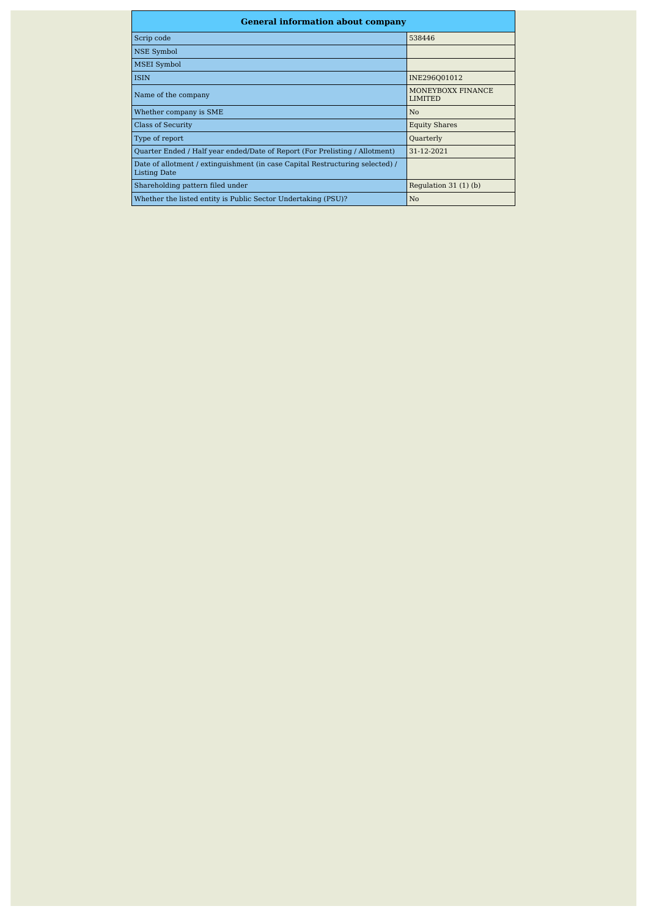| General information about company | |
|---|---|
| Scrip code | 538446 |
| NSE Symbol | |
| MSEI Symbol | |
| ISIN | INE296Q01012 |
| Name of the company | MONEYBOXX FINANCE LIMITED |
| Whether company is SME | No |
| Class of Security | Equity Shares |
| Type of report | Quarterly |
| Quarter Ended / Half year ended/Date of Report (For Prelisting / Allotment) | 31-12-2021 |
| Date of allotment / extinguishment (in case Capital Restructuring selected) / Listing Date | |
| Shareholding pattern filed under | Regulation 31 (1) (b) |
| Whether the listed entity is Public Sector Undertaking (PSU)? | No |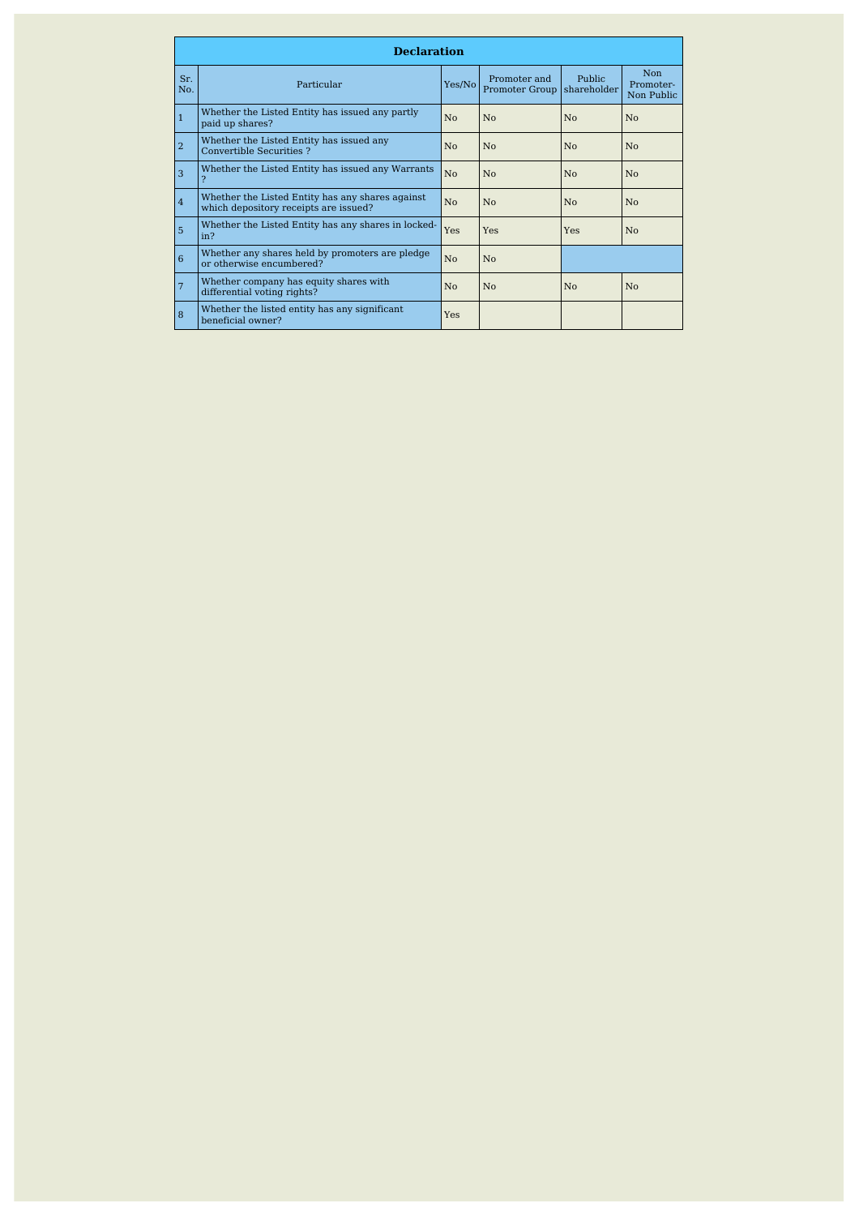## Declaration

| Sr. No. | Particular | Yes/No | Promoter and Promoter Group | Public shareholder | Non Promoter- Non Public |
|---|---|---|---|---|---|
| 1 | Whether the Listed Entity has issued any partly paid up shares? | No | No | No | No |
| 2 | Whether the Listed Entity has issued any Convertible Securities ? | No | No | No | No |
| 3 | Whether the Listed Entity has issued any Warrants ? | No | No | No | No |
| 4 | Whether the Listed Entity has any shares against which depository receipts are issued? | No | No | No | No |
| 5 | Whether the Listed Entity has any shares in locked-in? | Yes | Yes | Yes | No |
| 6 | Whether any shares held by promoters are pledge or otherwise encumbered? | No | No | | |
| 7 | Whether company has equity shares with differential voting rights? | No | No | No | No |
| 8 | Whether the listed entity has any significant beneficial owner? | Yes | | | |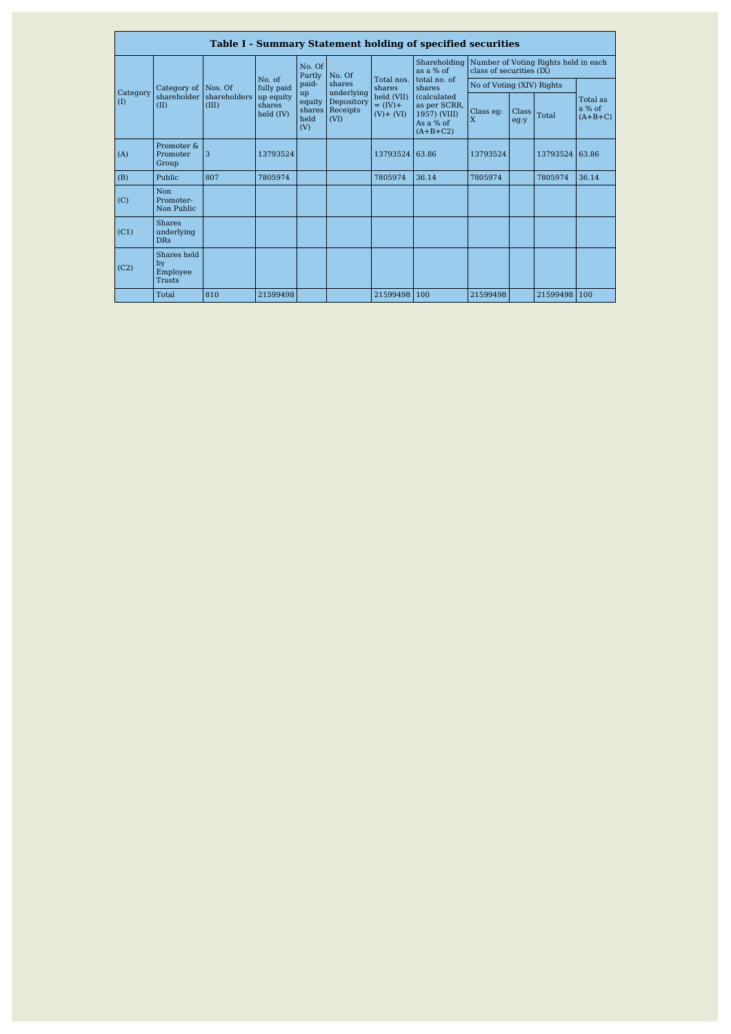## Table I - Summary Statement holding of specified securities

| Category (I) | Category of shareholder (II) | Nos. Of shareholders (III) | No. of fully paid up equity shares held (IV) | No. Of Partly paid-up equity shares held (V) | No. Of shares underlying Depository Receipts (VI) | Total nos. shares held (VII) = (IV)+ (V)+ (VI) | Shareholding as a % of total no. of shares (calculated as per SCRR, 1957) (VIII) As a % of (A+B+C2) | Number of Voting Rights held in each class of securities (IX) | | | |
|---|---|---|---|---|---|---|---|---|---|---|---|
| | | | | | | | | No of Voting (XIV) Rights | | | Total as a % of (A+B+C) |
| | | | | | | | | Class eg: X | Class eg:y | Total | |
| (A) | Promoter & Promoter Group | 3 | 13793524 | | | 13793524 | 63.86 | 13793524 | | 13793524 | 63.86 |
| (B) | Public | 807 | 7805974 | | | 7805974 | 36.14 | 7805974 | | 7805974 | 36.14 |
| (C) | Non Promoter- Non Public | | | | | | | | | | |
| (C1) | Shares underlying DRs | | | | | | | | | | |
| (C2) | Shares held by Employee Trusts | | | | | | | | | | |
| | Total | 810 | 21599498 | | | 21599498 | 100 | 21599498 | | 21599498 | 100 |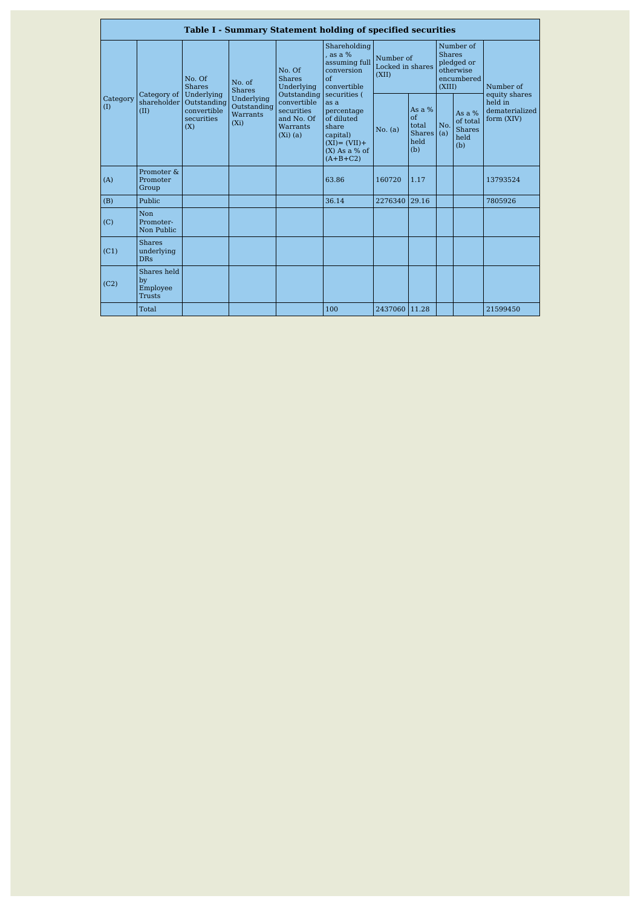| Table I - Summary Statement holding of specified securities | | | | | | | | | | |
|---|---|---|---|---|---|---|---|---|---|---|
| Category (I) | Category of shareholder (II) | No. Of Shares Underlying Outstanding convertible securities (X) | No. of Shares Underlying Outstanding Warrants (Xi) | No. Of Shares Underlying Outstanding convertible securities and No. Of Warrants (Xi) (a) | Shareholding , as a % assuming full conversion of convertible securities ( as a percentage of diluted share capital) (XI)= (VII)+(X) As a % of (A+B+C2) | Number of Locked in shares (XII) | | Number of Shares pledged or otherwise encumbered (XIII) | | Number of equity shares held in dematerialized form (XIV) |
| | | | | | | No. (a) | As a % of total Shares held (b) | No. (a) | As a % of total Shares held (b) | |
| (A) | Promoter & Promoter Group | | | | 63.86 | 160720 | 1.17 | | | 13793524 |
| (B) | Public | | | | 36.14 | 2276340 | 29.16 | | | 7805926 |
| (C) | Non Promoter- Non Public | | | | | | | | | |
| (C1) | Shares underlying DRs | | | | | | | | | |
| (C2) | Shares held by Employee Trusts | | | | | | | | | |
| | Total | | | | 100 | 2437060 | 11.28 | | | 21599450 |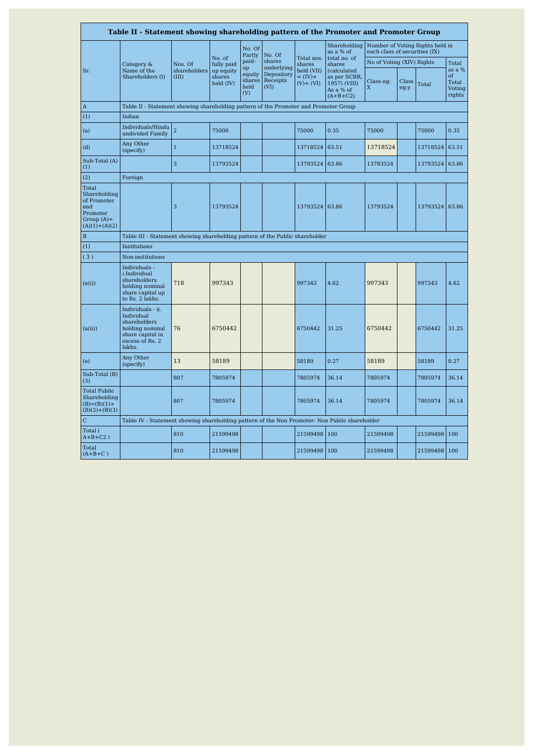# Table II - Statement showing shareholding pattern of the Promoter and Promoter Group

| Sr. | Category & Name of the Shareholders (I) | Nos. Of shareholders (III) | No. of fully paid up equity shares held (IV) | No. Of Partly paid-up equity shares held (V) | No. Of shares underlying Depository Receipts (VI) | Total nos. shares held (VII) = (IV)+ (V)+ (VI) | Shareholding as a % of total no. of shares (calculated as per SCRR, 1957) (VIII) As a % of (A+B+C2) | Number of Voting Rights held in each class of securities (IX) | | | |
|---|---|---|---|---|---|---|---|---|---|---|---|
| | | | | | | | | No of Voting (XIV) Rights | | | Total as a % of Total Voting rights |
| | | | | | | | | Class eg: X | Class eg:y | Total | |
| A | Table II - Statement showing shareholding pattern of the Promoter and Promoter Group | | | | | | | | | | |
| (1) | Indian | | | | | | | | | | |
| (a) | Individuals/Hindu undivided Family | 2 | 75000 | | | 75000 | 0.35 | 75000 | | 75000 | 0.35 |
| (d) | Any Other (specify) | 1 | 13718524 | | | 13718524 | 63.51 | 13718524 | | 13718524 | 63.51 |
| Sub-Total (A)(1) | | 3 | 13793524 | | | 13793524 | 63.86 | 13793524 | | 13793524 | 63.86 |
| (2) | Foreign | | | | | | | | | | |
| Total Shareholding of Promoter and Promoter Group (A)=(A)(1)+(A)(2) | | 3 | 13793524 | | | 13793524 | 63.86 | 13793524 | | 13793524 | 63.86 |
| B | Table III - Statement showing shareholding pattern of the Public shareholder | | | | | | | | | | |
| (1) | Institutions | | | | | | | | | | |
| (3) | Non-institutions | | | | | | | | | | |
| (a(i)) | Individuals - i.Individual shareholders holding nominal share capital up to Rs. 2 lakhs. | 718 | 997343 | | | 997343 | 4.62 | 997343 | | 997343 | 4.62 |
| (a(ii)) | Individuals - ii. Individual shareholders holding nominal share capital in excess of Rs. 2 lakhs. | 76 | 6750442 | | | 6750442 | 31.25 | 6750442 | | 6750442 | 31.25 |
| (e) | Any Other (specify) | 13 | 58189 | | | 58189 | 0.27 | 58189 | | 58189 | 0.27 |
| Sub-Total (B)(3) | | 807 | 7805974 | | | 7805974 | 36.14 | 7805974 | | 7805974 | 36.14 |
| Total Public Shareholding (B)=(B)(1)+(B)(2)+(B)(3) | | 807 | 7805974 | | | 7805974 | 36.14 | 7805974 | | 7805974 | 36.14 |
| C | Table IV - Statement showing shareholding pattern of the Non Promoter- Non Public shareholder | | | | | | | | | | |
| Total ( A+B+C2 ) | | 810 | 21599498 | | | 21599498 | 100 | 21599498 | | 21599498 | 100 |
| Total (A+B+C ) | | 810 | 21599498 | | | 21599498 | 100 | 21599498 | | 21599498 | 100 |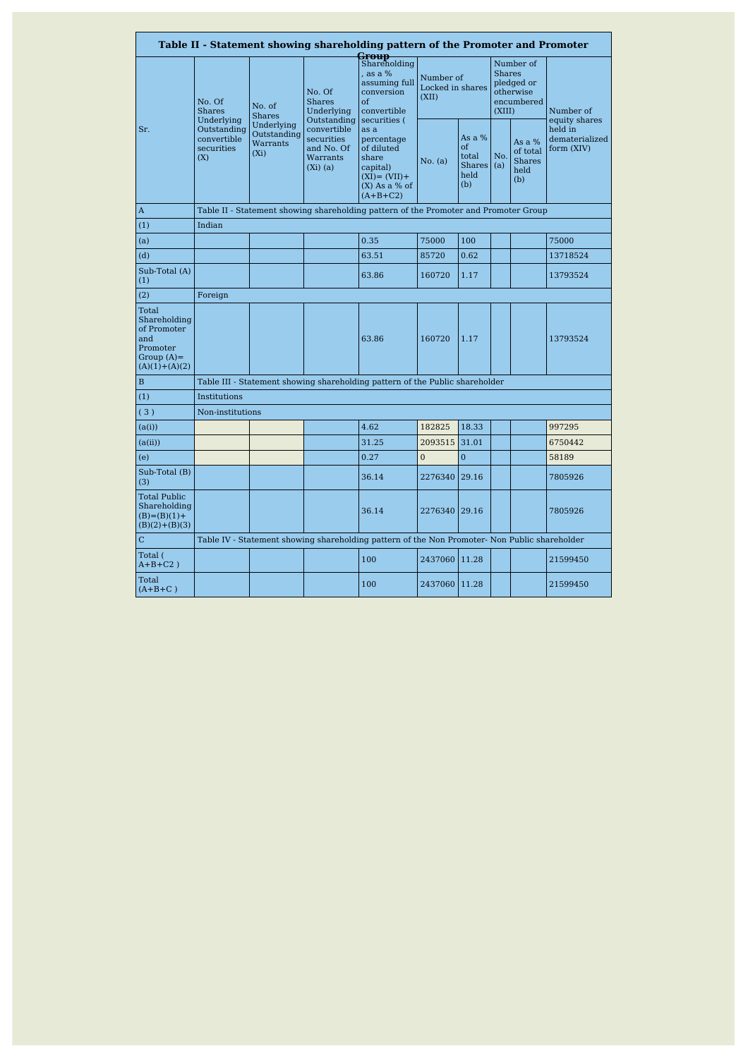# Table II - Statement showing shareholding pattern of the Promoter and Promoter Group

| Sr. | No. Of Shares Underlying Outstanding convertible securities (X) | No. of Shares Underlying Outstanding Warrants (Xi) | No. Of Shares Underlying Outstanding convertible securities and No. Of Warrants (Xi) (a) | Shareholding , as a % assuming full conversion of convertible securities ( as a percentage of diluted share capital) (XI)= (VII)+(X) As a % of (A+B+C2) | Number of Locked in shares (XII) | | Number of Shares pledged or otherwise encumbered (XIII) | | Number of equity shares held in dematerialized form (XIV) |
|---|---|---|---|---|---|---|---|---|---|
| | | | | | No. (a) | As a % of total Shares held (b) | No. (a) | As a % of total Shares held (b) | |
| A | Table II - Statement showing shareholding pattern of the Promoter and Promoter Group | | | | | | | | |
| (1) | Indian | | | | | | | | |
| (a) | | | | 0.35 | 75000 | 100 | | | 75000 |
| (d) | | | | 63.51 | 85720 | 0.62 | | | 13718524 |
| Sub-Total (A) (1) | | | | 63.86 | 160720 | 1.17 | | | 13793524 |
| (2) | Foreign | | | | | | | | |
| Total Shareholding of Promoter and Promoter Group (A)=(A)(1)+(A)(2) | | | | 63.86 | 160720 | 1.17 | | | 13793524 |
| B | Table III - Statement showing shareholding pattern of the Public shareholder | | | | | | | | |
| (1) | Institutions | | | | | | | | |
| ( 3 ) | Non-institutions | | | | | | | | |
| (a(i)) | | | | 4.62 | 182825 | 18.33 | | | 997295 |
| (a(ii)) | | | | 31.25 | 2093515 | 31.01 | | | 6750442 |
| (e) | | | | 0.27 | 0 | 0 | | | 58189 |
| Sub-Total (B) (3) | | | | 36.14 | 2276340 | 29.16 | | | 7805926 |
| Total Public Shareholding (B)=(B)(1)+(B)(2)+(B)(3) | | | | 36.14 | 2276340 | 29.16 | | | 7805926 |
| C | Table IV - Statement showing shareholding pattern of the Non Promoter- Non Public shareholder | | | | | | | | |
| Total ( A+B+C2 ) | | | | 100 | 2437060 | 11.28 | | | 21599450 |
| Total (A+B+C ) | | | | 100 | 2437060 | 11.28 | | | 21599450 |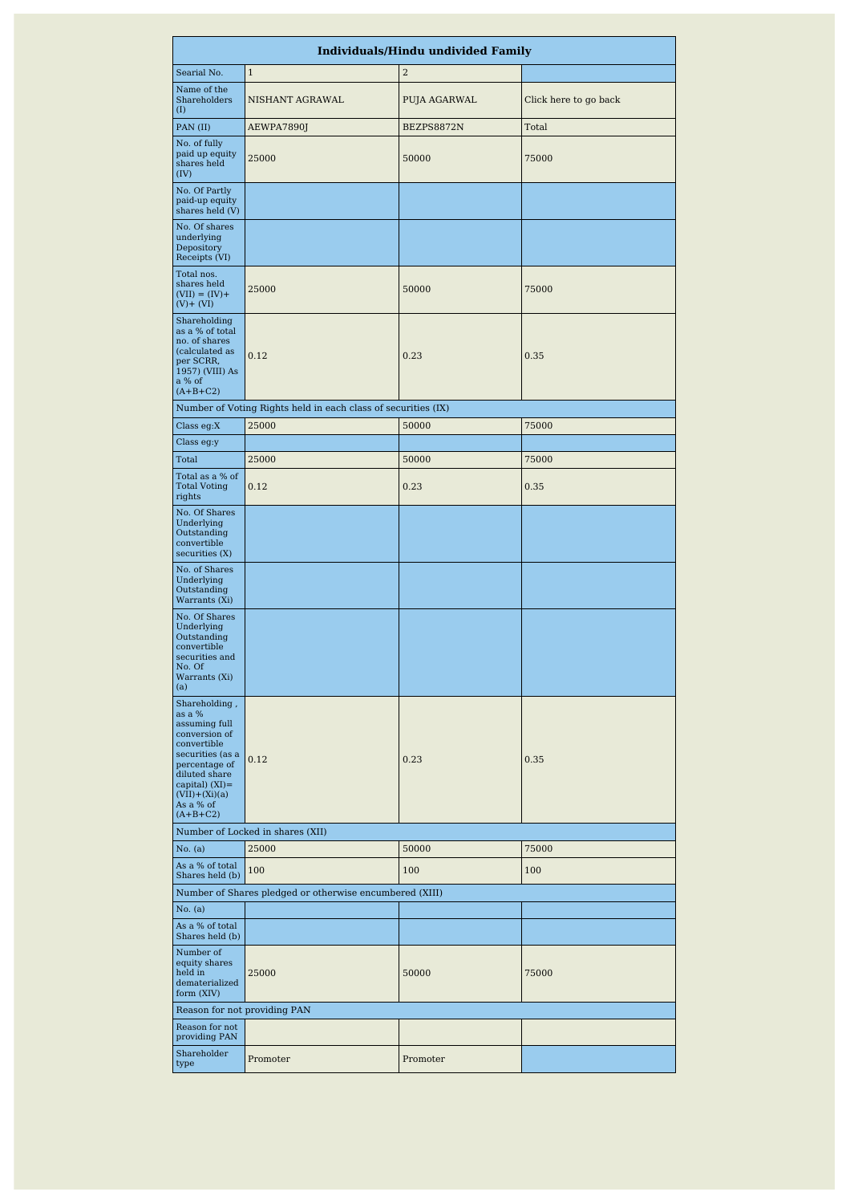## Individuals/Hindu undivided Family

| Searial No. | 1 | 2 | |
|---|---|---|---|
| Name of the Shareholders (I) | NISHANT AGRAWAL | PUJA AGARWAL | Click here to go back |
| PAN (II) | AEWPA7890J | BEZPS8872N | Total |
| No. of fully paid up equity shares held (IV) | 25000 | 50000 | 75000 |
| No. Of Partly paid-up equity shares held (V) | | | |
| No. Of shares underlying Depository Receipts (VI) | | | |
| Total nos. shares held (VII) = (IV)+ (V)+ (VI) | 25000 | 50000 | 75000 |
| Shareholding as a % of total no. of shares (calculated as per SCRR, 1957) (VIII) As a % of (A+B+C2) | 0.12 | 0.23 | 0.35 |
| Number of Voting Rights held in each class of securities (IX) | | | |
| Class eg:X | 25000 | 50000 | 75000 |
| Class eg:y | | | |
| Total | 25000 | 50000 | 75000 |
| Total as a % of Total Voting rights | 0.12 | 0.23 | 0.35 |
| No. Of Shares Underlying Outstanding convertible securities (X) | | | |
| No. of Shares Underlying Outstanding Warrants (Xi) | | | |
| No. Of Shares Underlying Outstanding convertible securities and No. Of Warrants (Xi) (a) | | | |
| Shareholding , as a % assuming full conversion of convertible securities (as a percentage of diluted share capital) (XI)= (VII)+(Xi)(a) As a % of (A+B+C2) | 0.12 | 0.23 | 0.35 |
| Number of Locked in shares (XII) | | | |
| No. (a) | 25000 | 50000 | 75000 |
| As a % of total Shares held (b) | 100 | 100 | 100 |
| Number of Shares pledged or otherwise encumbered (XIII) | | | |
| No. (a) | | | |
| As a % of total Shares held (b) | | | |
| Number of equity shares held in dematerialized form (XIV) | 25000 | 50000 | 75000 |
| Reason for not providing PAN | | | |
| Reason for not providing PAN | | | |
| Shareholder type | Promoter | Promoter | |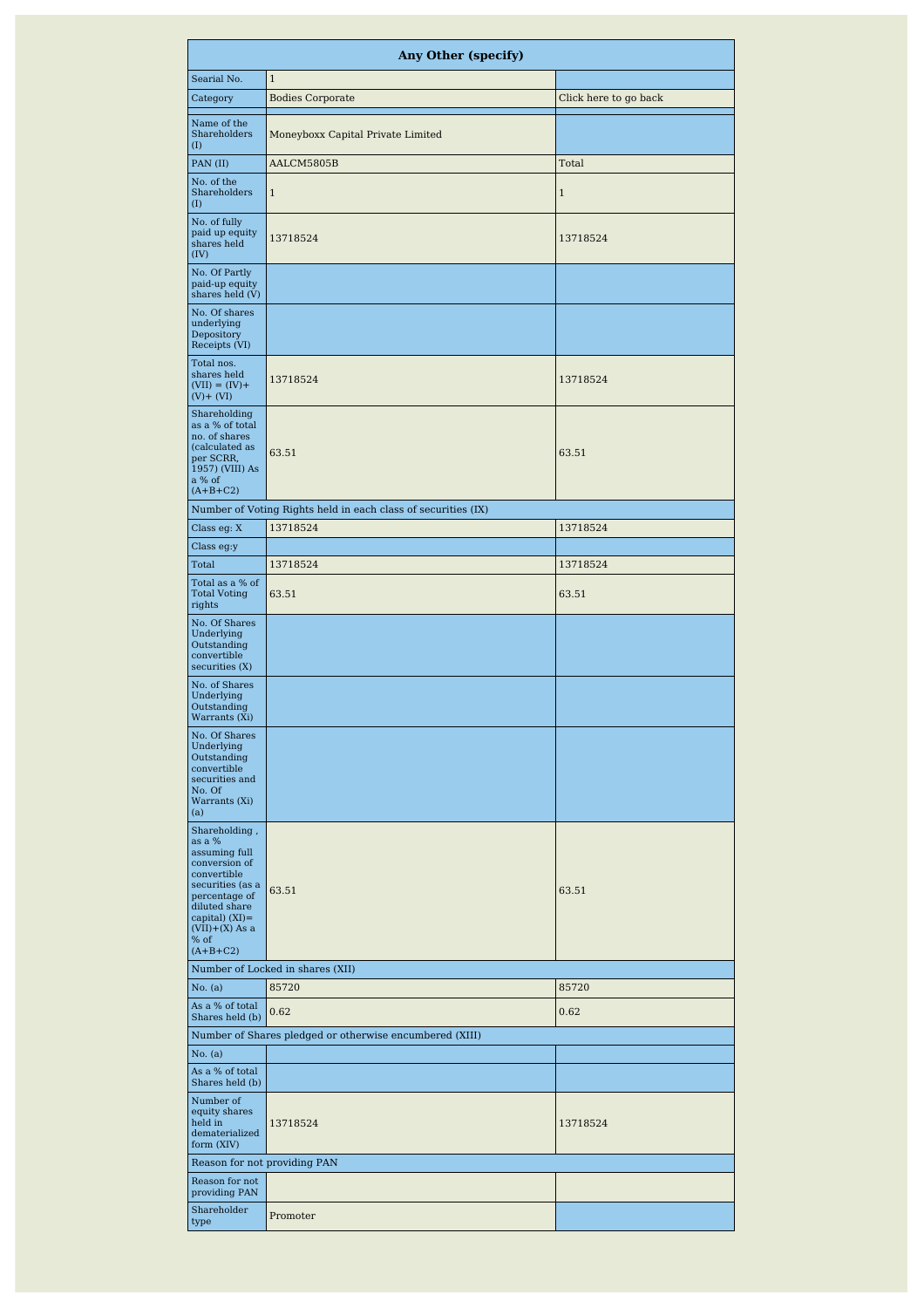| Any Other (specify) | | |
|---|---|---|
| Searial No. | 1 | |
| Category | Bodies Corporate | Click here to go back |
| Name of the Shareholders (I) | Moneyboxx Capital Private Limited | |
| PAN (II) | AALCM5805B | Total |
| No. of the Shareholders (I) | 1 | 1 |
| No. of fully paid up equity shares held (IV) | 13718524 | 13718524 |
| No. Of Partly paid-up equity shares held (V) | | |
| No. Of shares underlying Depository Receipts (VI) | | |
| Total nos. shares held (VII) = (IV)+ (V)+ (VI) | 13718524 | 13718524 |
| Shareholding as a % of total no. of shares (calculated as per SCRR, 1957) (VIII) As a % of (A+B+C2) | 63.51 | 63.51 |
| Number of Voting Rights held in each class of securities (IX) | | |
| Class eg: X | 13718524 | 13718524 |
| Class eg:y | | |
| Total | 13718524 | 13718524 |
| Total as a % of Total Voting rights | 63.51 | 63.51 |
| No. Of Shares Underlying Outstanding convertible securities (X) | | |
| No. of Shares Underlying Outstanding Warrants (Xi) | | |
| No. Of Shares Underlying Outstanding convertible securities and No. Of Warrants (Xi) (a) | | |
| Shareholding , as a % assuming full conversion of convertible securities (as a percentage of diluted share capital) (XI)= (VII)+(X) As a % of (A+B+C2) | 63.51 | 63.51 |
| Number of Locked in shares (XII) | | |
| No. (a) | 85720 | 85720 |
| As a % of total Shares held (b) | 0.62 | 0.62 |
| Number of Shares pledged or otherwise encumbered (XIII) | | |
| No. (a) | | |
| As a % of total Shares held (b) | | |
| Number of equity shares held in dematerialized form (XIV) | 13718524 | 13718524 |
| Reason for not providing PAN | | |
| Reason for not providing PAN | | |
| Shareholder type | Promoter | |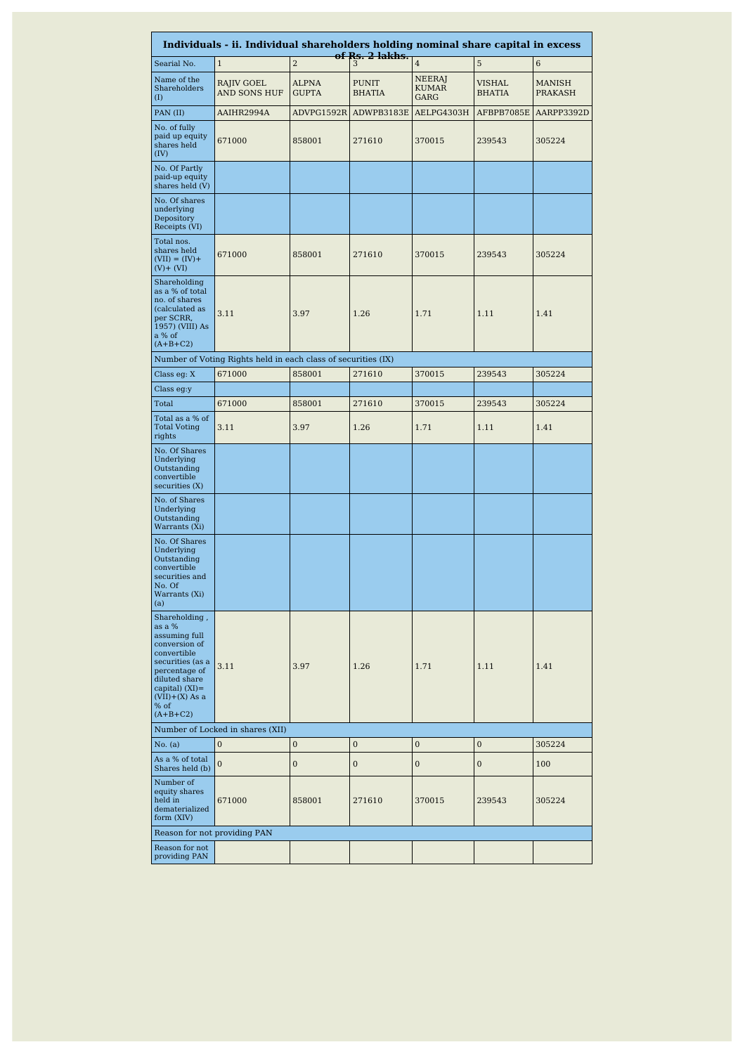| Individuals - ii. Individual shareholders holding nominal share capital in excess of Rs. 2 lakhs. | | | | | | |
|---|---|---|---|---|---|---|
| Searial No. | 1 | 2 | 3 | 4 | 5 | 6 |
| Name of the Shareholders (I) | RAJIV GOEL AND SONS HUF | ALPNA GUPTA | PUNIT BHATIA | NEERAJ KUMAR GARG | VISHAL BHATIA | MANISH PRAKASH |
| PAN (II) | AAIHR2994A | ADVPG1592R | ADWPB3183E | AELPG4303H | AFBPB7085E | AARPP3392D |
| No. of fully paid up equity shares held (IV) | 671000 | 858001 | 271610 | 370015 | 239543 | 305224 |
| No. Of Partly paid-up equity shares held (V) | | | | | | |
| No. Of shares underlying Depository Receipts (VI) | | | | | | |
| Total nos. shares held (VII) = (IV)+ (V)+ (VI) | 671000 | 858001 | 271610 | 370015 | 239543 | 305224 |
| Shareholding as a % of total no. of shares (calculated as per SCRR, 1957) (VIII) As a % of (A+B+C2) | 3.11 | 3.97 | 1.26 | 1.71 | 1.11 | 1.41 |
| Number of Voting Rights held in each class of securities (IX) | | | | | | |
| Class eg: X | 671000 | 858001 | 271610 | 370015 | 239543 | 305224 |
| Class eg:y | | | | | | |
| Total | 671000 | 858001 | 271610 | 370015 | 239543 | 305224 |
| Total as a % of Total Voting rights | 3.11 | 3.97 | 1.26 | 1.71 | 1.11 | 1.41 |
| No. Of Shares Underlying Outstanding convertible securities (X) | | | | | | |
| No. of Shares Underlying Outstanding Warrants (Xi) | | | | | | |
| No. Of Shares Underlying Outstanding convertible securities and No. Of Warrants (Xi) (a) | | | | | | |
| Shareholding , as a % assuming full conversion of convertible securities (as a percentage of diluted share capital) (XI)= (VII)+(X) As a % of (A+B+C2) | 3.11 | 3.97 | 1.26 | 1.71 | 1.11 | 1.41 |
| Number of Locked in shares (XII) | | | | | | |
| No. (a) | 0 | 0 | 0 | 0 | 0 | 305224 |
| As a % of total Shares held (b) | 0 | 0 | 0 | 0 | 0 | 100 |
| Number of equity shares held in dematerialized form (XIV) | 671000 | 858001 | 271610 | 370015 | 239543 | 305224 |
| Reason for not providing PAN | | | | | | |
| Reason for not providing PAN | | | | | | |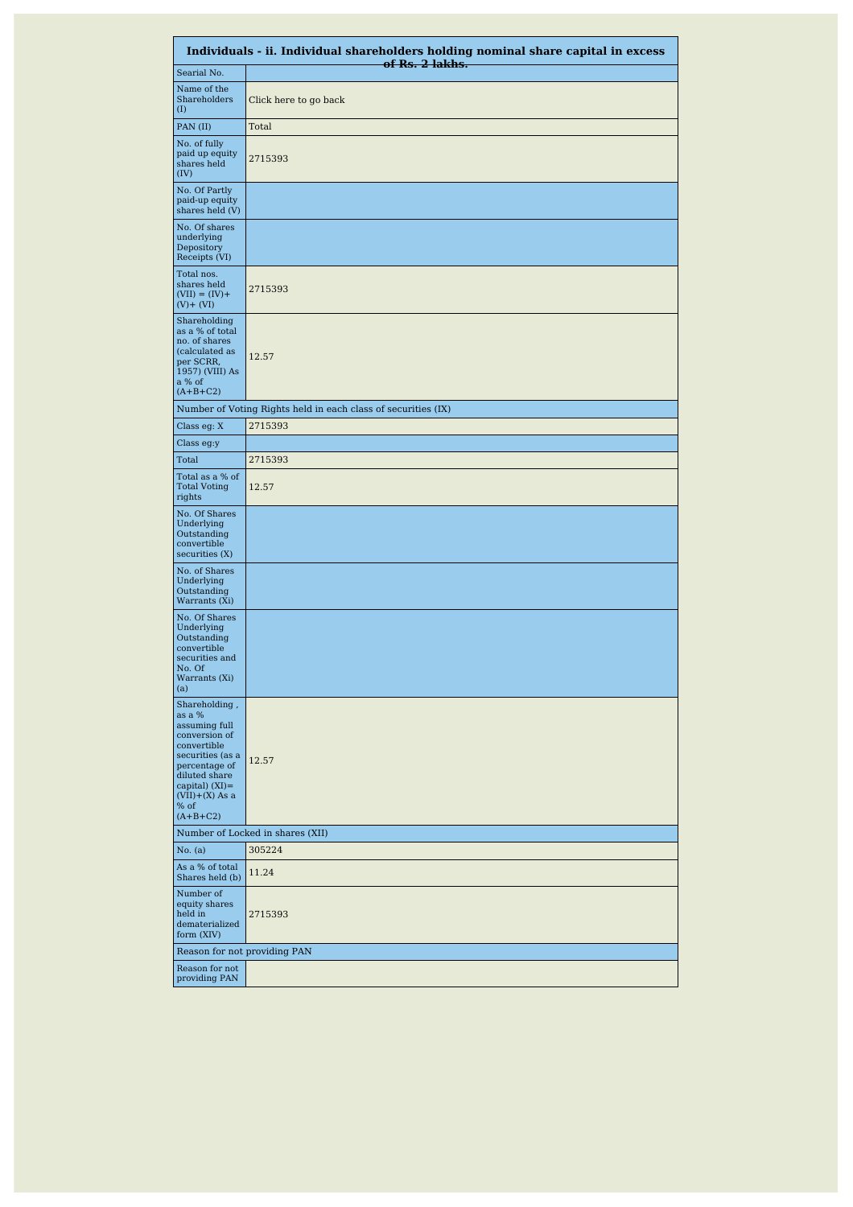| Individuals - ii. Individual shareholders holding nominal share capital in excess of Rs. 2 lakhs. | |
|---|---|
| Searial No. | |
| Name of the Shareholders (I) | Click here to go back |
| PAN (II) | Total |
| No. of fully paid up equity shares held (IV) | 2715393 |
| No. Of Partly paid-up equity shares held (V) | |
| No. Of shares underlying Depository Receipts (VI) | |
| Total nos. shares held (VII) = (IV)+ (V)+ (VI) | 2715393 |
| Shareholding as a % of total no. of shares (calculated as per SCRR, 1957) (VIII) As a % of (A+B+C2) | 12.57 |
| Number of Voting Rights held in each class of securities (IX) | |
| Class eg: X | 2715393 |
| Class eg:y | |
| Total | 2715393 |
| Total as a % of Total Voting rights | 12.57 |
| No. Of Shares Underlying Outstanding convertible securities (X) | |
| No. of Shares Underlying Outstanding Warrants (Xi) | |
| No. Of Shares Underlying Outstanding convertible securities and No. Of Warrants (Xi) (a) | |
| Shareholding , as a % assuming full conversion of convertible securities (as a percentage of diluted share capital) (XI)= (VII)+(X) As a % of (A+B+C2) | 12.57 |
| Number of Locked in shares (XII) | |
| No. (a) | 305224 |
| As a % of total Shares held (b) | 11.24 |
| Number of equity shares held in dematerialized form (XIV) | 2715393 |
| Reason for not providing PAN | |
| Reason for not providing PAN | |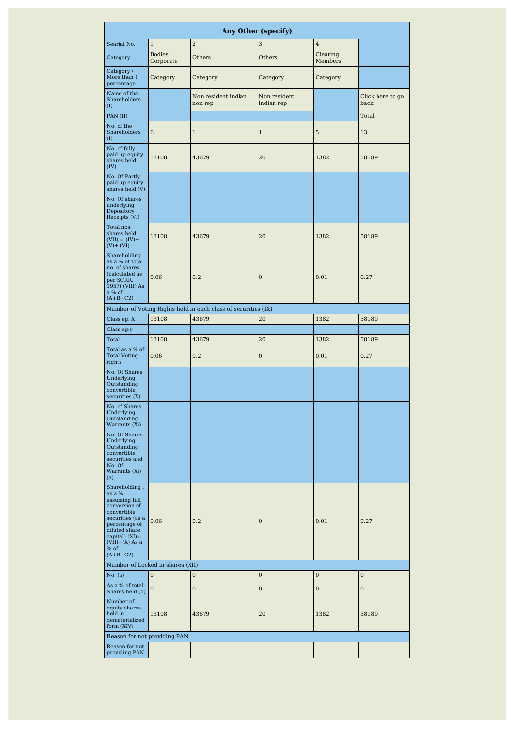| Any Other (specify) | | | | | |
|---|---|---|---|---|---|
| Searial No. | 1 | 2 | 3 | 4 | |
| Category | Bodies Corporate | Others | Others | Clearing Members | |
| Category / More than 1 percentage | Category | Category | Category | Category | |
| Name of the Shareholders (I) | | Non resident indian non rep | Non resident indian rep | | Click here to go back |
| PAN (II) | | | | | Total |
| No. of the Shareholders (I) | 6 | 1 | 1 | 5 | 13 |
| No. of fully paid up equity shares held (IV) | 13108 | 43679 | 20 | 1382 | 58189 |
| No. Of Partly paid-up equity shares held (V) | | | | | |
| No. Of shares underlying Depository Receipts (VI) | | | | | |
| Total nos. shares held (VII) = (IV)+ (V)+ (VI) | 13108 | 43679 | 20 | 1382 | 58189 |
| Shareholding as a % of total no. of shares (calculated as per SCRR, 1957) (VIII) As a % of (A+B+C2) | 0.06 | 0.2 | 0 | 0.01 | 0.27 |
| Number of Voting Rights held in each class of securities (IX) | | | | | |
| Class eg: X | 13108 | 43679 | 20 | 1382 | 58189 |
| Class eg:y | | | | | |
| Total | 13108 | 43679 | 20 | 1382 | 58189 |
| Total as a % of Total Voting rights | 0.06 | 0.2 | 0 | 0.01 | 0.27 |
| No. Of Shares Underlying Outstanding convertible securities (X) | | | | | |
| No. of Shares Underlying Outstanding Warrants (Xi) | | | | | |
| No. Of Shares Underlying Outstanding convertible securities and No. Of Warrants (Xi) (a) | | | | | |
| Shareholding , as a % assuming full conversion of convertible securities (as a percentage of diluted share capital) (XI)= (VII)+(X) As a % of (A+B+C2) | 0.06 | 0.2 | 0 | 0.01 | 0.27 |
| Number of Locked in shares (XII) | | | | | |
| No. (a) | 0 | 0 | 0 | 0 | 0 |
| As a % of total Shares held (b) | 0 | 0 | 0 | 0 | 0 |
| Number of equity shares held in dematerialized form (XIV) | 13108 | 43679 | 20 | 1382 | 58189 |
| Reason for not providing PAN | | | | | |
| Reason for not providing PAN | | | | | |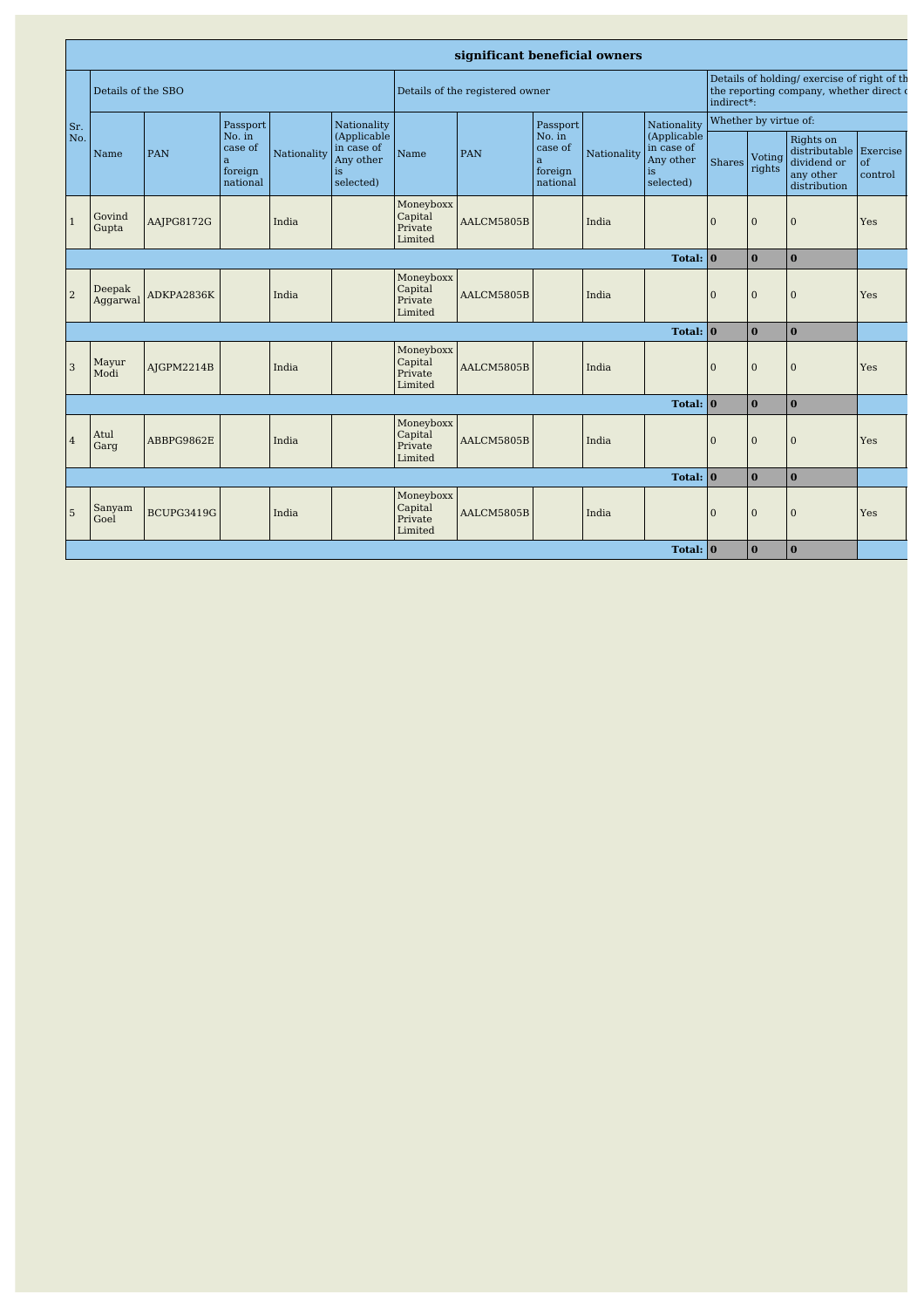# significant beneficial owners

| Sr. No. | Details of the SBO | | | | | Details of the registered owner | | | | | Details of holding/ exercise of right of th the reporting company, whether direct o indirect*: | | | |
|---|---|---|---|---|---|---|---|---|---|---|---|---|---|---|
| | | | | | | | | | | | Whether by virtue of: | | | |
| | Name | PAN | Passport No. in case of a foreign national | Nationality | Nationality (Applicable in case of Any other is selected) | Name | PAN | Passport No. in case of a foreign national | Nationality | Nationality (Applicable in case of Any other is selected) | Shares | Voting rights | Rights on distributable dividend or any other distribution | Exercise of control |
| 1 | Govind Gupta | AAJPG8172G | | India | | Moneyboxx Capital Private Limited | AALCM5805B | | India | | 0 | 0 | 0 | Yes |
| | | | | | | | | | | **Total:** | **0** | **0** | **0** | |
| 2 | Deepak Aggarwal | ADKPA2836K | | India | | Moneyboxx Capital Private Limited | AALCM5805B | | India | | 0 | 0 | 0 | Yes |
| | | | | | | | | | | **Total:** | **0** | **0** | **0** | |
| 3 | Mayur Modi | AJGPM2214B | | India | | Moneyboxx Capital Private Limited | AALCM5805B | | India | | 0 | 0 | 0 | Yes |
| | | | | | | | | | | **Total:** | **0** | **0** | **0** | |
| 4 | Atul Garg | ABBPG9862E | | India | | Moneyboxx Capital Private Limited | AALCM5805B | | India | | 0 | 0 | 0 | Yes |
| | | | | | | | | | | **Total:** | **0** | **0** | **0** | |
| 5 | Sanyam Goel | BCUPG3419G | | India | | Moneyboxx Capital Private Limited | AALCM5805B | | India | | 0 | 0 | 0 | Yes |
| | | | | | | | | | | **Total:** | **0** | **0** | **0** | |